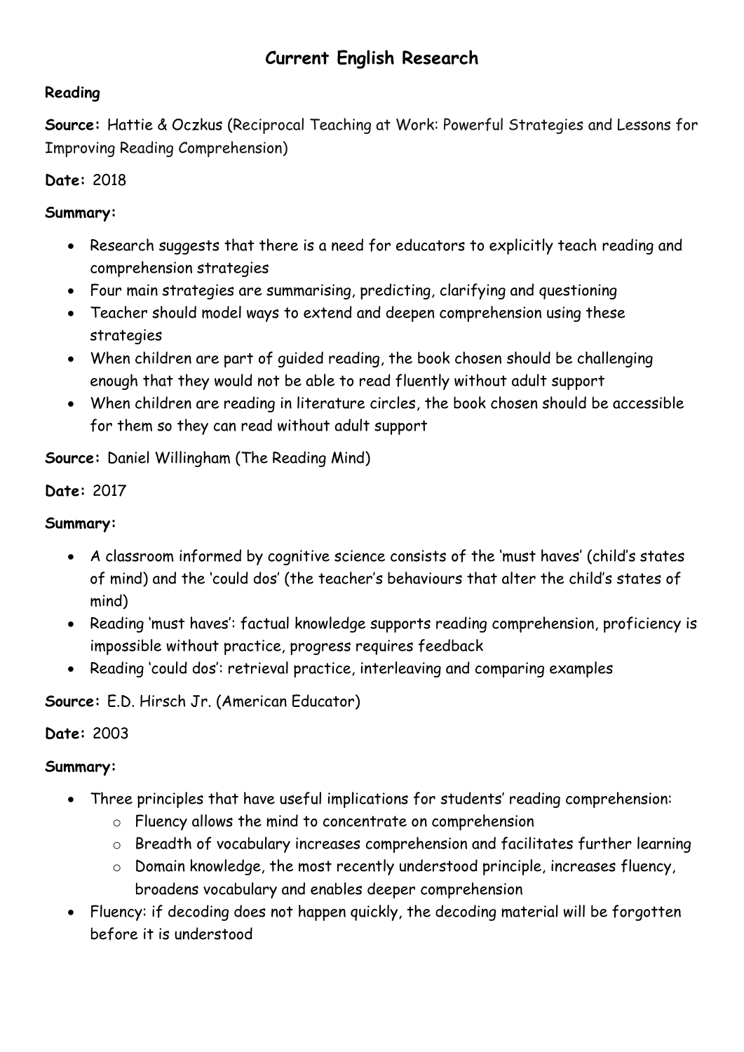# Current English Research

## Reading

**Source:** Hattie & Oczkus (Reciprocal Teaching at Work: Powerful Strategies and Lessons for Improving Reading Comprehension)

**Date:** 2018

**Summary:**

- Research suggests that there is a need for educators to explicitly teach reading and comprehension strategies
- Four main strategies are summarising, predicting, clarifying and questioning
- Teacher should model ways to extend and deepen comprehension using these strategies
- When children are part of guided reading, the book chosen should be challenging enough that they would not be able to read fluently without adult support
- When children are reading in literature circles, the book chosen should be accessible for them so they can read without adult support

**Source:** Daniel Willingham (The Reading Mind)

**Date:** 2017

**Summary:**

- A classroom informed by cognitive science consists of the 'must haves' (child's states of mind) and the 'could dos' (the teacher's behaviours that alter the child's states of mind)
- Reading 'must haves': factual knowledge supports reading comprehension, proficiency is impossible without practice, progress requires feedback
- Reading 'could dos': retrieval practice, interleaving and comparing examples

**Source:** E.D. Hirsch Jr. (American Educator)

**Date:** 2003

**Summary:**

- Three principles that have useful implications for students' reading comprehension:
  - Fluency allows the mind to concentrate on comprehension
  - Breadth of vocabulary increases comprehension and facilitates further learning
  - Domain knowledge, the most recently understood principle, increases fluency, broadens vocabulary and enables deeper comprehension
- Fluency: if decoding does not happen quickly, the decoding material will be forgotten before it is understood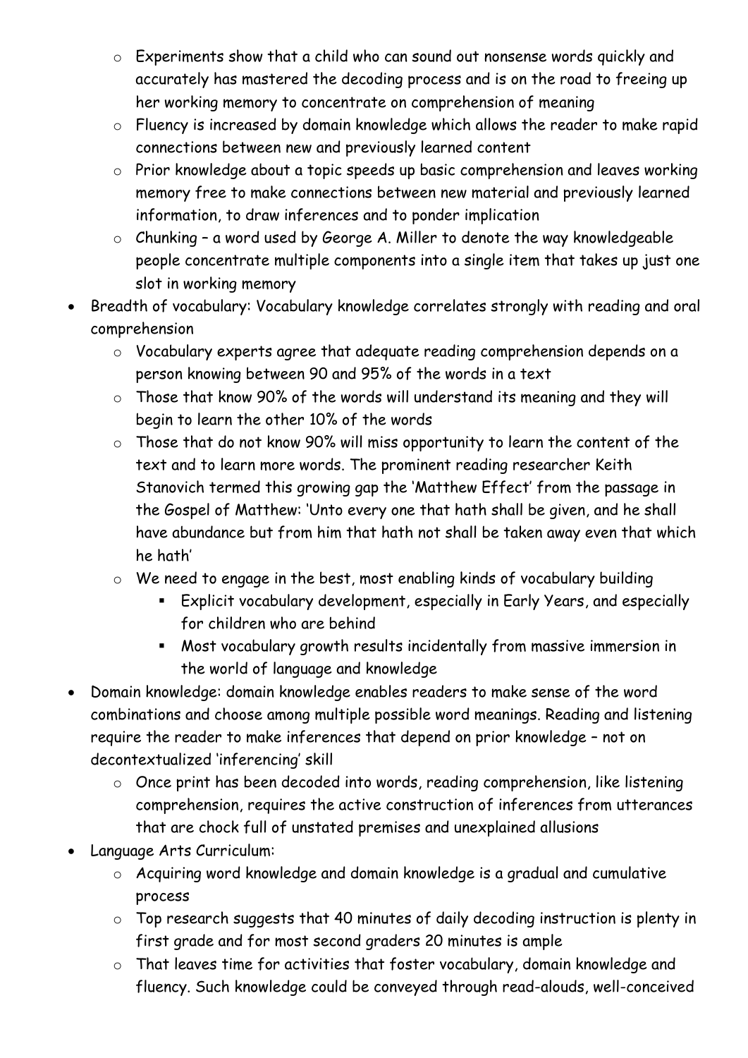- Experiments show that a child who can sound out nonsense words quickly and accurately has mastered the decoding process and is on the road to freeing up her working memory to concentrate on comprehension of meaning
  - Fluency is increased by domain knowledge which allows the reader to make rapid connections between new and previously learned content
  - Prior knowledge about a topic speeds up basic comprehension and leaves working memory free to make connections between new material and previously learned information, to draw inferences and to ponder implication
  - Chunking – a word used by George A. Miller to denote the way knowledgeable people concentrate multiple components into a single item that takes up just one slot in working memory
- Breadth of vocabulary: Vocabulary knowledge correlates strongly with reading and oral comprehension
  - Vocabulary experts agree that adequate reading comprehension depends on a person knowing between 90 and 95% of the words in a text
  - Those that know 90% of the words will understand its meaning and they will begin to learn the other 10% of the words
  - Those that do not know 90% will miss opportunity to learn the content of the text and to learn more words. The prominent reading researcher Keith Stanovich termed this growing gap the 'Matthew Effect' from the passage in the Gospel of Matthew: 'Unto every one that hath shall be given, and he shall have abundance but from him that hath not shall be taken away even that which he hath'
  - We need to engage in the best, most enabling kinds of vocabulary building
    - Explicit vocabulary development, especially in Early Years, and especially for children who are behind
    - Most vocabulary growth results incidentally from massive immersion in the world of language and knowledge
- Domain knowledge: domain knowledge enables readers to make sense of the word combinations and choose among multiple possible word meanings. Reading and listening require the reader to make inferences that depend on prior knowledge – not on decontextualized 'inferencing' skill
  - Once print has been decoded into words, reading comprehension, like listening comprehension, requires the active construction of inferences from utterances that are chock full of unstated premises and unexplained allusions
- Language Arts Curriculum:
  - Acquiring word knowledge and domain knowledge is a gradual and cumulative process
  - Top research suggests that 40 minutes of daily decoding instruction is plenty in first grade and for most second graders 20 minutes is ample
  - That leaves time for activities that foster vocabulary, domain knowledge and fluency. Such knowledge could be conveyed through read-alouds, well-conceived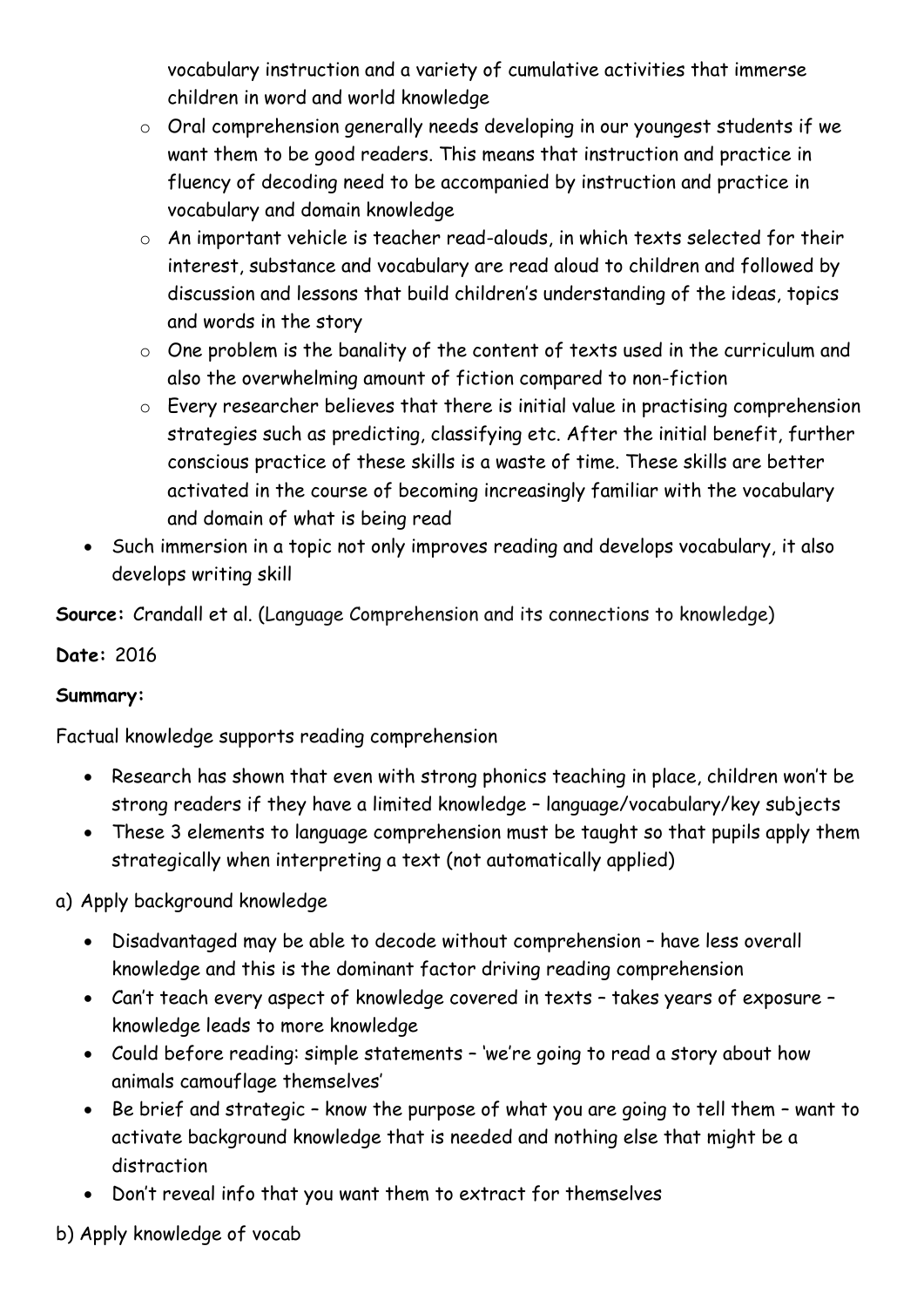vocabulary instruction and a variety of cumulative activities that immerse children in word and world knowledge
    - Oral comprehension generally needs developing in our youngest students if we want them to be good readers. This means that instruction and practice in fluency of decoding need to be accompanied by instruction and practice in vocabulary and domain knowledge
    - An important vehicle is teacher read-alouds, in which texts selected for their interest, substance and vocabulary are read aloud to children and followed by discussion and lessons that build children's understanding of the ideas, topics and words in the story
    - One problem is the banality of the content of texts used in the curriculum and also the overwhelming amount of fiction compared to non-fiction
    - Every researcher believes that there is initial value in practising comprehension strategies such as predicting, classifying etc. After the initial benefit, further conscious practice of these skills is a waste of time. These skills are better activated in the course of becoming increasingly familiar with the vocabulary and domain of what is being read
- Such immersion in a topic not only improves reading and develops vocabulary, it also develops writing skill

**Source:** Crandall et al. (Language Comprehension and its connections to knowledge)

**Date:** 2016

**Summary:**

Factual knowledge supports reading comprehension

- Research has shown that even with strong phonics teaching in place, children won't be strong readers if they have a limited knowledge – language/vocabulary/key subjects
- These 3 elements to language comprehension must be taught so that pupils apply them strategically when interpreting a text (not automatically applied)

a) Apply background knowledge

- Disadvantaged may be able to decode without comprehension – have less overall knowledge and this is the dominant factor driving reading comprehension
- Can't teach every aspect of knowledge covered in texts – takes years of exposure – knowledge leads to more knowledge
- Could before reading: simple statements – 'we're going to read a story about how animals camouflage themselves'
- Be brief and strategic – know the purpose of what you are going to tell them – want to activate background knowledge that is needed and nothing else that might be a distraction
- Don't reveal info that you want them to extract for themselves

b) Apply knowledge of vocab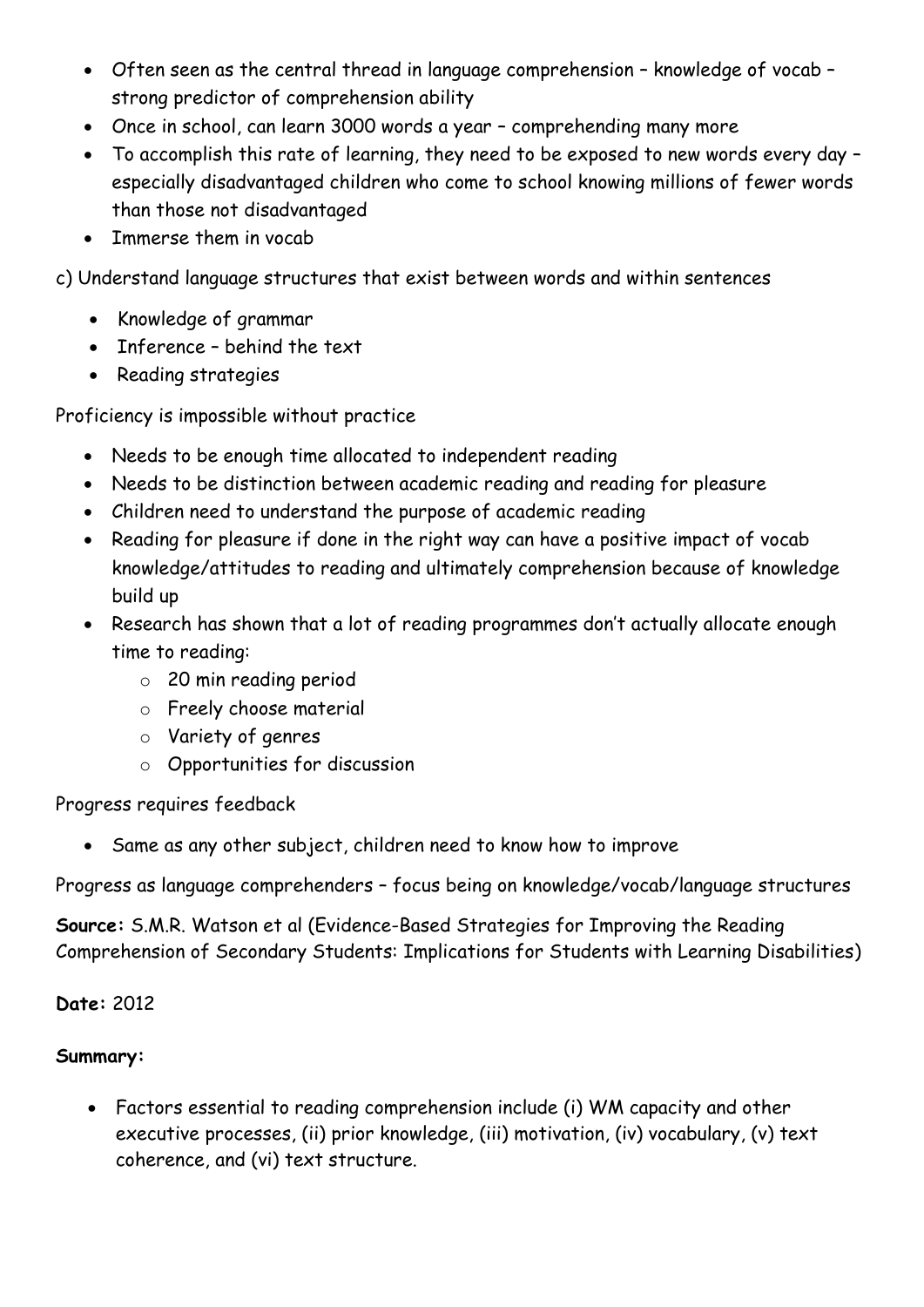- Often seen as the central thread in language comprehension – knowledge of vocab – strong predictor of comprehension ability
- Once in school, can learn 3000 words a year – comprehending many more
- To accomplish this rate of learning, they need to be exposed to new words every day – especially disadvantaged children who come to school knowing millions of fewer words than those not disadvantaged
- Immerse them in vocab

c) Understand language structures that exist between words and within sentences

- Knowledge of grammar
- Inference – behind the text
- Reading strategies

Proficiency is impossible without practice

- Needs to be enough time allocated to independent reading
- Needs to be distinction between academic reading and reading for pleasure
- Children need to understand the purpose of academic reading
- Reading for pleasure if done in the right way can have a positive impact of vocab knowledge/attitudes to reading and ultimately comprehension because of knowledge build up
- Research has shown that a lot of reading programmes don't actually allocate enough time to reading:
  - 20 min reading period
  - Freely choose material
  - Variety of genres
  - Opportunities for discussion

Progress requires feedback

- Same as any other subject, children need to know how to improve

Progress as language comprehenders – focus being on knowledge/vocab/language structures

**Source:** S.M.R. Watson et al (Evidence-Based Strategies for Improving the Reading Comprehension of Secondary Students: Implications for Students with Learning Disabilities)

**Date:** 2012

**Summary:**

- Factors essential to reading comprehension include (i) WM capacity and other executive processes, (ii) prior knowledge, (iii) motivation, (iv) vocabulary, (v) text coherence, and (vi) text structure.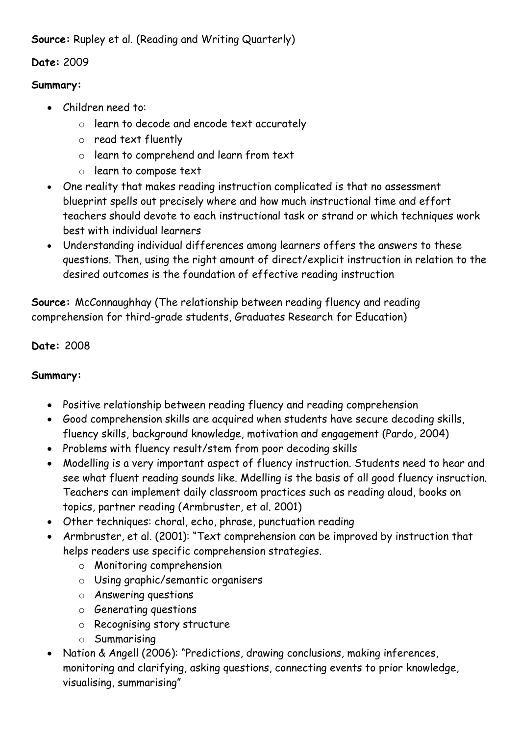**Source:** Rupley et al. (Reading and Writing Quarterly)

**Date:** 2009

**Summary:**

- Children need to:
  - learn to decode and encode text accurately
  - read text fluently
  - learn to comprehend and learn from text
  - learn to compose text
- One reality that makes reading instruction complicated is that no assessment blueprint spells out precisely where and how much instructional time and effort teachers should devote to each instructional task or strand or which techniques work best with individual learners
- Understanding individual differences among learners offers the answers to these questions. Then, using the right amount of direct/explicit instruction in relation to the desired outcomes is the foundation of effective reading instruction

**Source:** McConnaughhay (The relationship between reading fluency and reading comprehension for third-grade students, Graduates Research for Education)

**Date:** 2008

**Summary:**

- Positive relationship between reading fluency and reading comprehension
- Good comprehension skills are acquired when students have secure decoding skills, fluency skills, background knowledge, motivation and engagement (Pardo, 2004)
- Problems with fluency result/stem from poor decoding skills
- Modelling is a very important aspect of fluency instruction. Students need to hear and see what fluent reading sounds like. Mdelling is the basis of all good fluency insruction. Teachers can implement daily classroom practices such as reading aloud, books on topics, partner reading (Armbruster, et al. 2001)
- Other techniques: choral, echo, phrase, punctuation reading
- Armbruster, et al. (2001): "Text comprehension can be improved by instruction that helps readers use specific comprehension strategies.
  - Monitoring comprehension
  - Using graphic/semantic organisers
  - Answering questions
  - Generating questions
  - Recognising story structure
  - Summarising
- Nation & Angell (2006): "Predictions, drawing conclusions, making inferences, monitoring and clarifying, asking questions, connecting events to prior knowledge, visualising, summarising"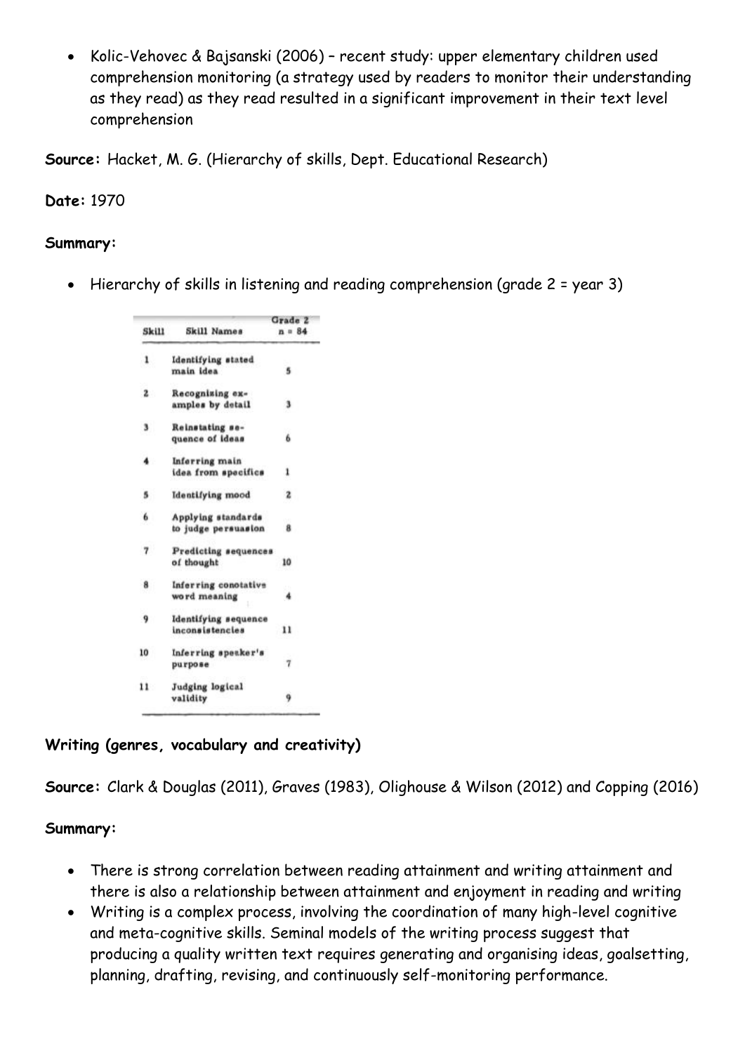- Kolic-Vehovec & Bajsanski (2006) – recent study: upper elementary children used comprehension monitoring (a strategy used by readers to monitor their understanding as they read) as they read resulted in a significant improvement in their text level comprehension

**Source:** Hacket, M. G. (Hierarchy of skills, Dept. Educational Research)

**Date:** 1970

**Summary:**

- Hierarchy of skills in listening and reading comprehension (grade 2 = year 3)

| Skill | Skill Names | Grade 2 n = 84 |
|---|---|---|
| 1 | Identifying stated main idea | 5 |
| 2 | Recognising examples by detail | 3 |
| 3 | Reinstating sequence of ideas | 6 |
| 4 | Inferring main idea from specifics | 1 |
| 5 | Identifying mood | 2 |
| 6 | Applying standards to judge persuasion | 8 |
| 7 | Predicting sequences of thought | 10 |
| 8 | Inferring conotative word meaning | 4 |
| 9 | Identifying sequence inconsistencies | 11 |
| 10 | Inferring speaker's purpose | 7 |
| 11 | Judging logical validity | 9 |

**Writing (genres, vocabulary and creativity)**

**Source:** Clark & Douglas (2011), Graves (1983), Olighouse & Wilson (2012) and Copping (2016)

**Summary:**

- There is strong correlation between reading attainment and writing attainment and there is also a relationship between attainment and enjoyment in reading and writing
- Writing is a complex process, involving the coordination of many high-level cognitive and meta-cognitive skills. Seminal models of the writing process suggest that producing a quality written text requires generating and organising ideas, goalsetting, planning, drafting, revising, and continuously self-monitoring performance.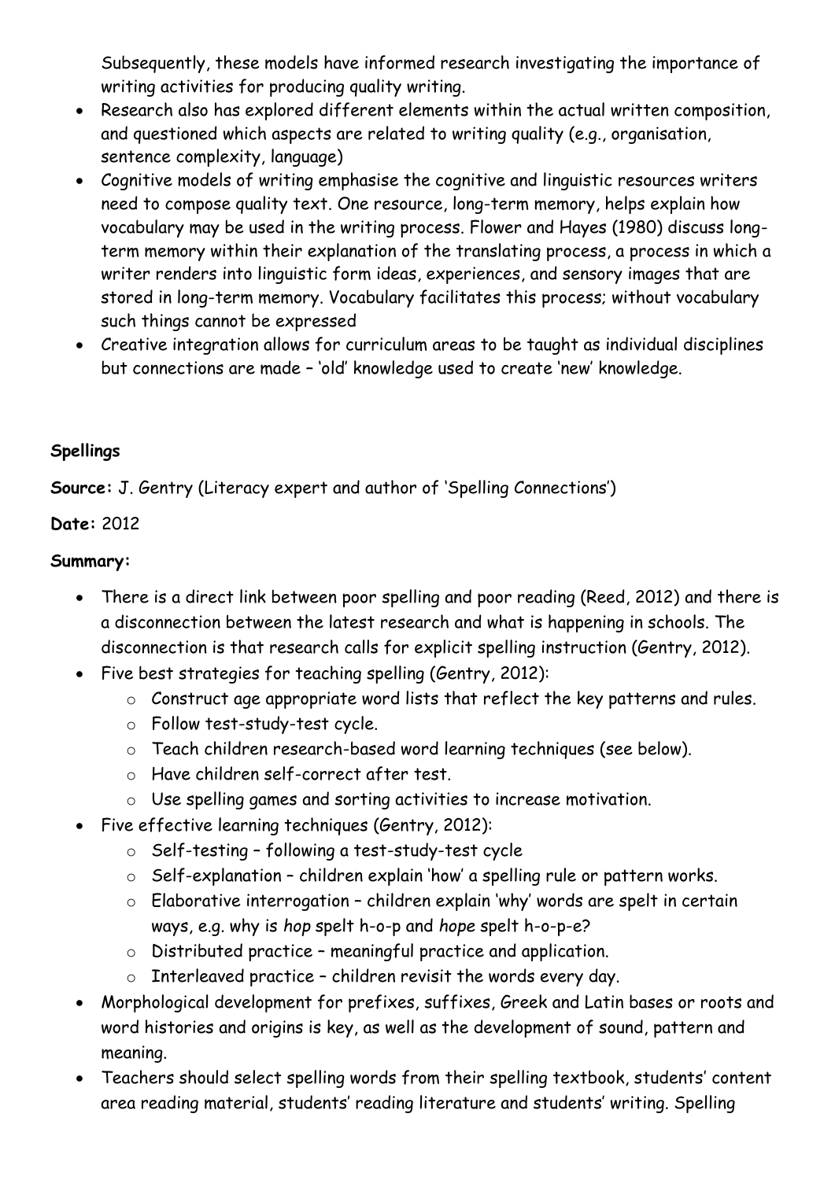Subsequently, these models have informed research investigating the importance of writing activities for producing quality writing.

- Research also has explored different elements within the actual written composition, and questioned which aspects are related to writing quality (e.g., organisation, sentence complexity, language)
- Cognitive models of writing emphasise the cognitive and linguistic resources writers need to compose quality text. One resource, long-term memory, helps explain how vocabulary may be used in the writing process. Flower and Hayes (1980) discuss long-term memory within their explanation of the translating process, a process in which a writer renders into linguistic form ideas, experiences, and sensory images that are stored in long-term memory. Vocabulary facilitates this process; without vocabulary such things cannot be expressed
- Creative integration allows for curriculum areas to be taught as individual disciplines but connections are made – 'old' knowledge used to create 'new' knowledge.

**Spellings**

**Source:** J. Gentry (Literacy expert and author of 'Spelling Connections')

**Date:** 2012

**Summary:**

- There is a direct link between poor spelling and poor reading (Reed, 2012) and there is a disconnection between the latest research and what is happening in schools. The disconnection is that research calls for explicit spelling instruction (Gentry, 2012).
- Five best strategies for teaching spelling (Gentry, 2012):
    - Construct age appropriate word lists that reflect the key patterns and rules.
    - Follow test-study-test cycle.
    - Teach children research-based word learning techniques (see below).
    - Have children self-correct after test.
    - Use spelling games and sorting activities to increase motivation.
- Five effective learning techniques (Gentry, 2012):
    - Self-testing – following a test-study-test cycle
    - Self-explanation – children explain 'how' a spelling rule or pattern works.
    - Elaborative interrogation – children explain 'why' words are spelt in certain ways, e.g. why is *hop* spelt h-o-p and *hope* spelt h-o-p-e?
    - Distributed practice – meaningful practice and application.
    - Interleaved practice – children revisit the words every day.
- Morphological development for prefixes, suffixes, Greek and Latin bases or roots and word histories and origins is key, as well as the development of sound, pattern and meaning.
- Teachers should select spelling words from their spelling textbook, students' content area reading material, students' reading literature and students' writing. Spelling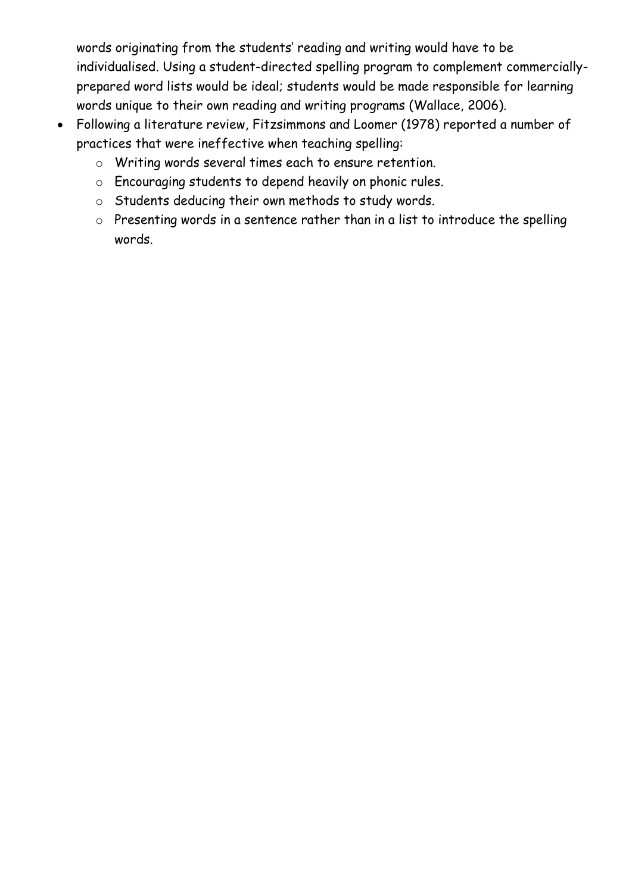words originating from the students' reading and writing would have to be individualised. Using a student-directed spelling program to complement commercially-prepared word lists would be ideal; students would be made responsible for learning words unique to their own reading and writing programs (Wallace, 2006).

- Following a literature review, Fitzsimmons and Loomer (1978) reported a number of practices that were ineffective when teaching spelling:
    - Writing words several times each to ensure retention.
    - Encouraging students to depend heavily on phonic rules.
    - Students deducing their own methods to study words.
    - Presenting words in a sentence rather than in a list to introduce the spelling words.